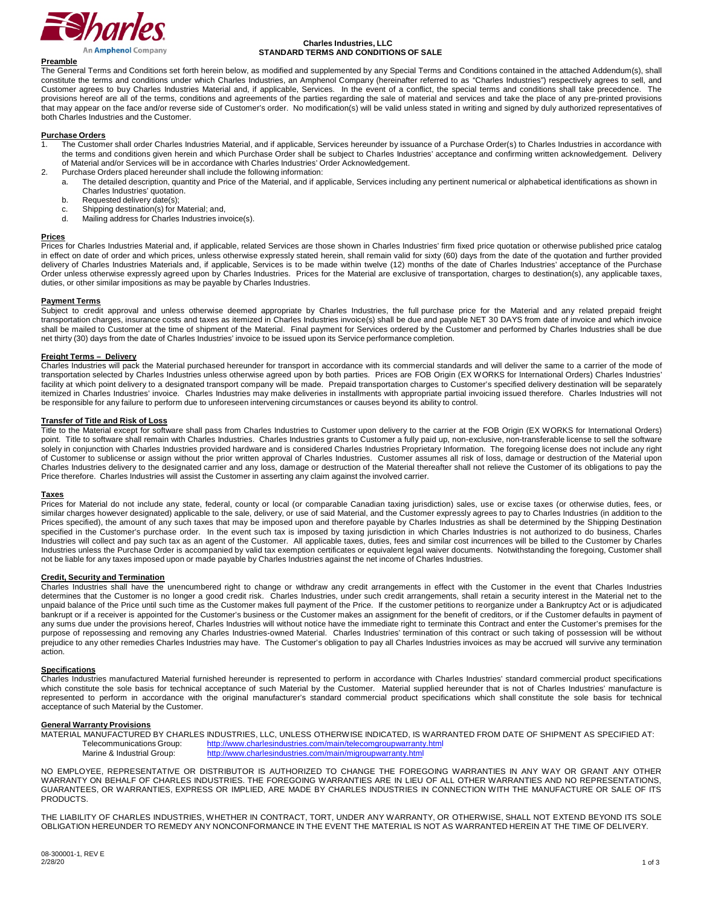**Charles Industries, LLC**
**STANDARD TERMS AND CONDITIONS OF SALE**

## Preamble

The General Terms and Conditions set forth herein below, as modified and supplemented by any Special Terms and Conditions contained in the attached Addendum(s), shall constitute the terms and conditions under which Charles Industries, an Amphenol Company (hereinafter referred to as "Charles Industries") respectively agrees to sell, and Customer agrees to buy Charles Industries Material and, if applicable, Services. In the event of a conflict, the special terms and conditions shall take precedence. The provisions hereof are all of the terms, conditions and agreements of the parties regarding the sale of material and services and take the place of any pre-printed provisions that may appear on the face and/or reverse side of Customer's order. No modification(s) will be valid unless stated in writing and signed by duly authorized representatives of both Charles Industries and the Customer.

## Purchase Orders

1. The Customer shall order Charles Industries Material, and if applicable, Services hereunder by issuance of a Purchase Order(s) to Charles Industries in accordance with the terms and conditions given herein and which Purchase Order shall be subject to Charles Industries' acceptance and confirming written acknowledgement. Delivery of Material and/or Services will be in accordance with Charles Industries' Order Acknowledgement.
2. Purchase Orders placed hereunder shall include the following information:
   a. The detailed description, quantity and Price of the Material, and if applicable, Services including any pertinent numerical or alphabetical identifications as shown in Charles Industries' quotation.
   b. Requested delivery date(s);
   c. Shipping destination(s) for Material; and,
   d. Mailing address for Charles Industries invoice(s).

## Prices

Prices for Charles Industries Material and, if applicable, related Services are those shown in Charles Industries' firm fixed price quotation or otherwise published price catalog in effect on date of order and which prices, unless otherwise expressly stated herein, shall remain valid for sixty (60) days from the date of the quotation and further provided delivery of Charles Industries Materials and, if applicable, Services is to be made within twelve (12) months of the date of Charles Industries' acceptance of the Purchase Order unless otherwise expressly agreed upon by Charles Industries. Prices for the Material are exclusive of transportation, charges to destination(s), any applicable taxes, duties, or other similar impositions as may be payable by Charles Industries.

## Payment Terms

Subject to credit approval and unless otherwise deemed appropriate by Charles Industries, the full purchase price for the Material and any related prepaid freight transportation charges, insurance costs and taxes as itemized in Charles Industries invoice(s) shall be due and payable NET 30 DAYS from date of invoice and which invoice shall be mailed to Customer at the time of shipment of the Material. Final payment for Services ordered by the Customer and performed by Charles Industries shall be due net thirty (30) days from the date of Charles Industries' invoice to be issued upon its Service performance completion.

## Freight Terms – Delivery

Charles Industries will pack the Material purchased hereunder for transport in accordance with its commercial standards and will deliver the same to a carrier of the mode of transportation selected by Charles Industries unless otherwise agreed upon by both parties. Prices are FOB Origin (EX WORKS for International Orders) Charles Industries' facility at which point delivery to a designated transport company will be made. Prepaid transportation charges to Customer's specified delivery destination will be separately itemized in Charles Industries' invoice. Charles Industries may make deliveries in installments with appropriate partial invoicing issued therefore. Charles Industries will not be responsible for any failure to perform due to unforeseen intervening circumstances or causes beyond its ability to control.

## Transfer of Title and Risk of Loss

Title to the Material except for software shall pass from Charles Industries to Customer upon delivery to the carrier at the FOB Origin (EX WORKS for International Orders) point. Title to software shall remain with Charles Industries. Charles Industries grants to Customer a fully paid up, non-exclusive, non-transferable license to sell the software solely in conjunction with Charles Industries provided hardware and is considered Charles Industries Proprietary Information. The foregoing license does not include any right of Customer to sublicense or assign without the prior written approval of Charles Industries. Customer assumes all risk of loss, damage or destruction of the Material upon Charles Industries delivery to the designated carrier and any loss, damage or destruction of the Material thereafter shall not relieve the Customer of its obligations to pay the Price therefore. Charles Industries will assist the Customer in asserting any claim against the involved carrier.

## Taxes

Prices for Material do not include any state, federal, county or local (or comparable Canadian taxing jurisdiction) sales, use or excise taxes (or otherwise duties, fees, or similar charges however designated) applicable to the sale, delivery, or use of said Material, and the Customer expressly agrees to pay to Charles Industries (in addition to the Prices specified), the amount of any such taxes that may be imposed upon and therefore payable by Charles Industries as shall be determined by the Shipping Destination specified in the Customer's purchase order. In the event such tax is imposed by taxing jurisdiction in which Charles Industries is not authorized to do business, Charles Industries will collect and pay such tax as an agent of the Customer. All applicable taxes, duties, fees and similar cost incurrences will be billed to the Customer by Charles Industries unless the Purchase Order is accompanied by valid tax exemption certificates or equivalent legal waiver documents. Notwithstanding the foregoing, Customer shall not be liable for any taxes imposed upon or made payable by Charles Industries against the net income of Charles Industries.

## Credit, Security and Termination

Charles Industries shall have the unencumbered right to change or withdraw any credit arrangements in effect with the Customer in the event that Charles Industries determines that the Customer is no longer a good credit risk. Charles Industries, under such credit arrangements, shall retain a security interest in the Material net to the unpaid balance of the Price until such time as the Customer makes full payment of the Price. If the customer petitions to reorganize under a Bankruptcy Act or is adjudicated bankrupt or if a receiver is appointed for the Customer's business or the Customer makes an assignment for the benefit of creditors, or if the Customer defaults in payment of any sums due under the provisions hereof, Charles Industries will without notice have the immediate right to terminate this Contract and enter the Customer's premises for the purpose of repossessing and removing any Charles Industries-owned Material. Charles Industries' termination of this contract or such taking of possession will be without prejudice to any other remedies Charles Industries may have. The Customer's obligation to pay all Charles Industries invoices as may be accrued will survive any termination action.

## Specifications

Charles Industries manufactured Material furnished hereunder is represented to perform in accordance with Charles Industries' standard commercial product specifications which constitute the sole basis for technical acceptance of such Material by the Customer. Material supplied hereunder that is not of Charles Industries' manufacture is represented to perform in accordance with the original manufacturer's standard commercial product specifications which shall constitute the sole basis for technical acceptance of such Material by the Customer.

## General Warranty Provisions

MATERIAL MANUFACTURED BY CHARLES INDUSTRIES, LLC, UNLESS OTHERWISE INDICATED, IS WARRANTED FROM DATE OF SHIPMENT AS SPECIFIED AT:

Telecommunications Group: http://www.charlesindustries.com/main/telecomgroupwarranty.html
Marine & Industrial Group: http://www.charlesindustries.com/main/migroupwarranty.html

NO EMPLOYEE, REPRESENTATIVE OR DISTRIBUTOR IS AUTHORIZED TO CHANGE THE FOREGOING WARRANTIES IN ANY WAY OR GRANT ANY OTHER WARRANTY ON BEHALF OF CHARLES INDUSTRIES. THE FOREGOING WARRANTIES ARE IN LIEU OF ALL OTHER WARRANTIES AND NO REPRESENTATIONS, GUARANTEES, OR WARRANTIES, EXPRESS OR IMPLIED, ARE MADE BY CHARLES INDUSTRIES IN CONNECTION WITH THE MANUFACTURE OR SALE OF ITS PRODUCTS.

THE LIABILITY OF CHARLES INDUSTRIES, WHETHER IN CONTRACT, TORT, UNDER ANY WARRANTY, OR OTHERWISE, SHALL NOT EXTEND BEYOND ITS SOLE OBLIGATION HEREUNDER TO REMEDY ANY NONCONFORMANCE IN THE EVENT THE MATERIAL IS NOT AS WARRANTED HEREIN AT THE TIME OF DELIVERY.

08-300001-1, REV E
2/28/20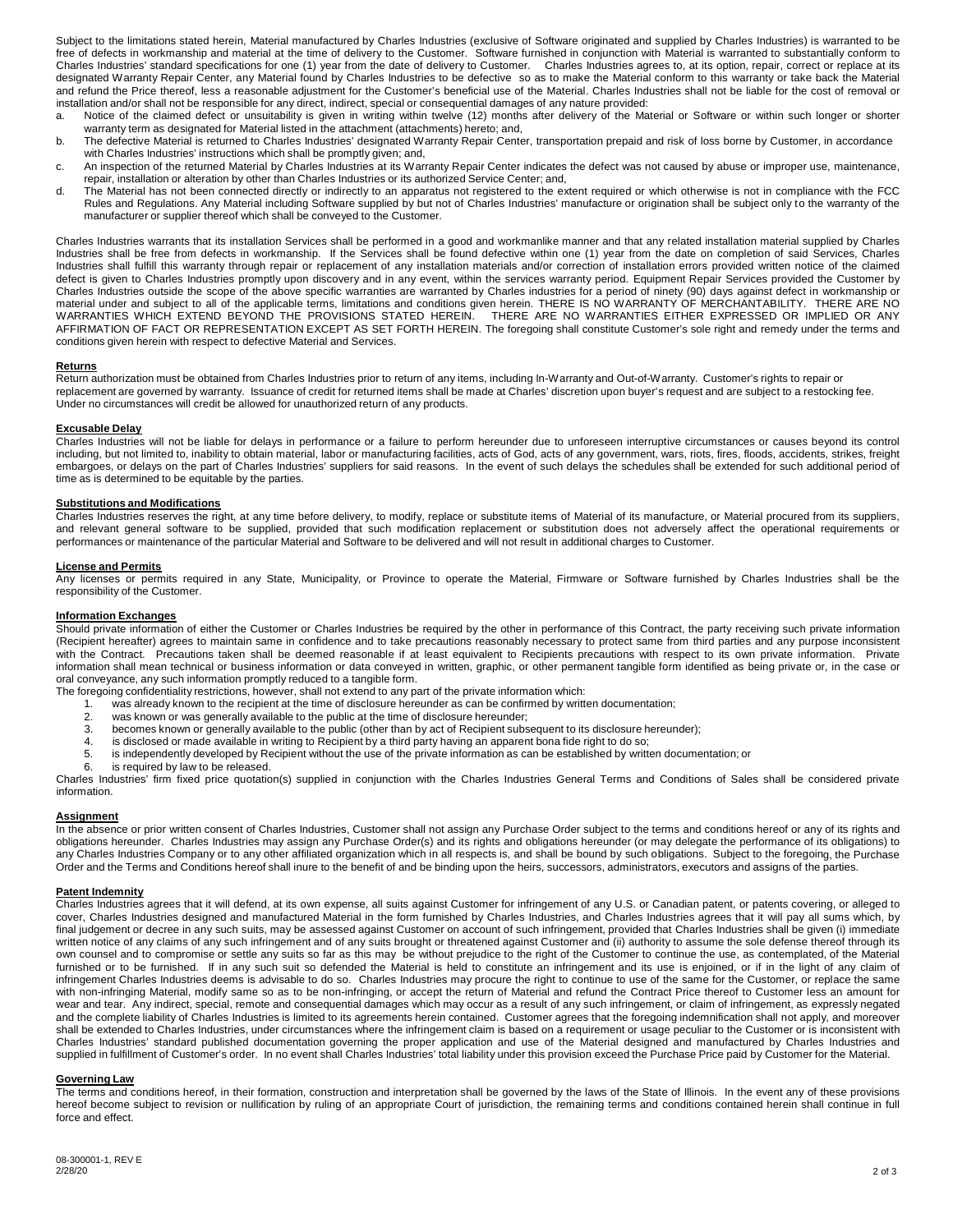Subject to the limitations stated herein, Material manufactured by Charles Industries (exclusive of Software originated and supplied by Charles Industries) is warranted to be free of defects in workmanship and material at the time of delivery to the Customer. Software furnished in conjunction with Material is warranted to substantially conform to Charles Industries' standard specifications for one (1) year from the date of delivery to Customer. Charles Industries agrees to, at its option, repair, correct or replace at its designated Warranty Repair Center, any Material found by Charles Industries to be defective so as to make the Material conform to this warranty or take back the Material and refund the Price thereof, less a reasonable adjustment for the Customer's beneficial use of the Material. Charles Industries shall not be liable for the cost of removal or installation and/or shall not be responsible for any direct, indirect, special or consequential damages of any nature provided:

a. Notice of the claimed defect or unsuitability is given in writing within twelve (12) months after delivery of the Material or Software or within such longer or shorter warranty term as designated for Material listed in the attachment (attachments) hereto; and,
b. The defective Material is returned to Charles Industries' designated Warranty Repair Center, transportation prepaid and risk of loss borne by Customer, in accordance with Charles Industries' instructions which shall be promptly given; and,
c. An inspection of the returned Material by Charles Industries at its Warranty Repair Center indicates the defect was not caused by abuse or improper use, maintenance, repair, installation or alteration by other than Charles Industries or its authorized Service Center; and,
d. The Material has not been connected directly or indirectly to an apparatus not registered to the extent required or which otherwise is not in compliance with the FCC Rules and Regulations. Any Material including Software supplied by but not of Charles Industries' manufacture or origination shall be subject only to the warranty of the manufacturer or supplier thereof which shall be conveyed to the Customer.

Charles Industries warrants that its installation Services shall be performed in a good and workmanlike manner and that any related installation material supplied by Charles Industries shall be free from defects in workmanship. If the Services shall be found defective within one (1) year from the date on completion of said Services, Charles Industries shall fulfill this warranty through repair or replacement of any installation materials and/or correction of installation errors provided written notice of the claimed defect is given to Charles Industries promptly upon discovery and in any event, within the services warranty period. Equipment Repair Services provided the Customer by Charles Industries outside the scope of the above specific warranties are warranted by Charles industries for a period of ninety (90) days against defect in workmanship or material under and subject to all of the applicable terms, limitations and conditions given herein. THERE IS NO WARRANTY OF MERCHANTABILITY. THERE ARE NO WARRANTIES WHICH EXTEND BEYOND THE PROVISIONS STATED HEREIN. THERE ARE NO WARRANTIES EITHER EXPRESSED OR IMPLIED OR ANY AFFIRMATION OF FACT OR REPRESENTATION EXCEPT AS SET FORTH HEREIN. The foregoing shall constitute Customer's sole right and remedy under the terms and conditions given herein with respect to defective Material and Services.

## Returns

Return authorization must be obtained from Charles Industries prior to return of any items, including In-Warranty and Out-of-Warranty. Customer's rights to repair or replacement are governed by warranty. Issuance of credit for returned items shall be made at Charles' discretion upon buyer's request and are subject to a restocking fee. Under no circumstances will credit be allowed for unauthorized return of any products.

## Excusable Delay

Charles Industries will not be liable for delays in performance or a failure to perform hereunder due to unforeseen interruptive circumstances or causes beyond its control including, but not limited to, inability to obtain material, labor or manufacturing facilities, acts of God, acts of any government, wars, riots, fires, floods, accidents, strikes, freight embargoes, or delays on the part of Charles Industries' suppliers for said reasons. In the event of such delays the schedules shall be extended for such additional period of time as is determined to be equitable by the parties.

## Substitutions and Modifications

Charles Industries reserves the right, at any time before delivery, to modify, replace or substitute items of Material of its manufacture, or Material procured from its suppliers, and relevant general software to be supplied, provided that such modification replacement or substitution does not adversely affect the operational requirements or performances or maintenance of the particular Material and Software to be delivered and will not result in additional charges to Customer.

## License and Permits

Any licenses or permits required in any State, Municipality, or Province to operate the Material, Firmware or Software furnished by Charles Industries shall be the responsibility of the Customer.

## Information Exchanges

Should private information of either the Customer or Charles Industries be required by the other in performance of this Contract, the party receiving such private information (Recipient hereafter) agrees to maintain same in confidence and to take precautions reasonably necessary to protect same from third parties and any purpose inconsistent with the Contract. Precautions taken shall be deemed reasonable if at least equivalent to Recipients precautions with respect to its own private information. Private information shall mean technical or business information or data conveyed in written, graphic, or other permanent tangible form identified as being private or, in the case or oral conveyance, any such information promptly reduced to a tangible form.

The foregoing confidentiality restrictions, however, shall not extend to any part of the private information which:

1. was already known to the recipient at the time of disclosure hereunder as can be confirmed by written documentation;
2. was known or was generally available to the public at the time of disclosure hereunder;
3. becomes known or generally available to the public (other than by act of Recipient subsequent to its disclosure hereunder);
4. is disclosed or made available in writing to Recipient by a third party having an apparent bona fide right to do so;
5. is independently developed by Recipient without the use of the private information as can be established by written documentation; or
6. is required by law to be released.

Charles Industries' firm fixed price quotation(s) supplied in conjunction with the Charles Industries General Terms and Conditions of Sales shall be considered private information.

## Assignment

In the absence or prior written consent of Charles Industries, Customer shall not assign any Purchase Order subject to the terms and conditions hereof or any of its rights and obligations hereunder. Charles Industries may assign any Purchase Order(s) and its rights and obligations hereunder (or may delegate the performance of its obligations) to any Charles Industries Company or to any other affiliated organization which in all respects is, and shall be bound by such obligations. Subject to the foregoing, the Purchase Order and the Terms and Conditions hereof shall inure to the benefit of and be binding upon the heirs, successors, administrators, executors and assigns of the parties.

## Patent Indemnity

Charles Industries agrees that it will defend, at its own expense, all suits against Customer for infringement of any U.S. or Canadian patent, or patents covering, or alleged to cover, Charles Industries designed and manufactured Material in the form furnished by Charles Industries, and Charles Industries agrees that it will pay all sums which, by final judgement or decree in any such suits, may be assessed against Customer on account of such infringement, provided that Charles Industries shall be given (i) immediate written notice of any claims of any such infringement and of any suits brought or threatened against Customer and (ii) authority to assume the sole defense thereof through its own counsel and to compromise or settle any suits so far as this may be without prejudice to the right of the Customer to continue the use, as contemplated, of the Material furnished or to be furnished. If in any such suit so defended the Material is held to constitute an infringement and its use is enjoined, or if in the light of any claim of infringement Charles Industries deems is advisable to do so. Charles Industries may procure the right to continue to use of the same for the Customer, or replace the same with non-infringing Material, modify same so as to be non-infringing, or accept the return of Material and refund the Contract Price thereof to Customer less an amount for wear and tear. Any indirect, special, remote and consequential damages which may occur as a result of any such infringement, or claim of infringement, as expressly negated and the complete liability of Charles Industries is limited to its agreements herein contained. Customer agrees that the foregoing indemnification shall not apply, and moreover shall be extended to Charles Industries, under circumstances where the infringement claim is based on a requirement or usage peculiar to the Customer or is inconsistent with Charles Industries' standard published documentation governing the proper application and use of the Material designed and manufactured by Charles Industries and supplied in fulfillment of Customer's order. In no event shall Charles Industries' total liability under this provision exceed the Purchase Price paid by Customer for the Material.

## Governing Law

The terms and conditions hereof, in their formation, construction and interpretation shall be governed by the laws of the State of Illinois. In the event any of these provisions hereof become subject to revision or nullification by ruling of an appropriate Court of jurisdiction, the remaining terms and conditions contained herein shall continue in full force and effect.

08-300001-1, REV E
2/28/20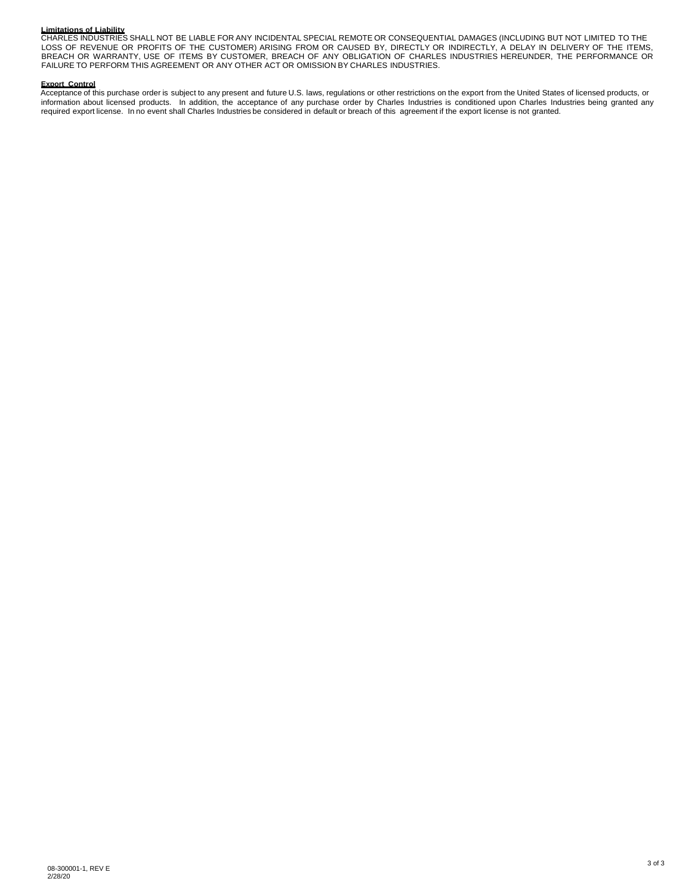**Limitations of Liability**

CHARLES INDUSTRIES SHALL NOT BE LIABLE FOR ANY INCIDENTAL SPECIAL REMOTE OR CONSEQUENTIAL DAMAGES (INCLUDING BUT NOT LIMITED TO THE LOSS OF REVENUE OR PROFITS OF THE CUSTOMER) ARISING FROM OR CAUSED BY, DIRECTLY OR INDIRECTLY, A DELAY IN DELIVERY OF THE ITEMS, BREACH OR WARRANTY, USE OF ITEMS BY CUSTOMER, BREACH OF ANY OBLIGATION OF CHARLES INDUSTRIES HEREUNDER, THE PERFORMANCE OR FAILURE TO PERFORM THIS AGREEMENT OR ANY OTHER ACT OR OMISSION BY CHARLES INDUSTRIES.

**Export Control**

Acceptance of this purchase order is subject to any present and future U.S. laws, regulations or other restrictions on the export from the United States of licensed products, or information about licensed products. In addition, the acceptance of any purchase order by Charles Industries is conditioned upon Charles Industries being granted any required export license. In no event shall Charles Industries be considered in default or breach of this agreement if the export license is not granted.

08-300001-1, REV E
2/28/20